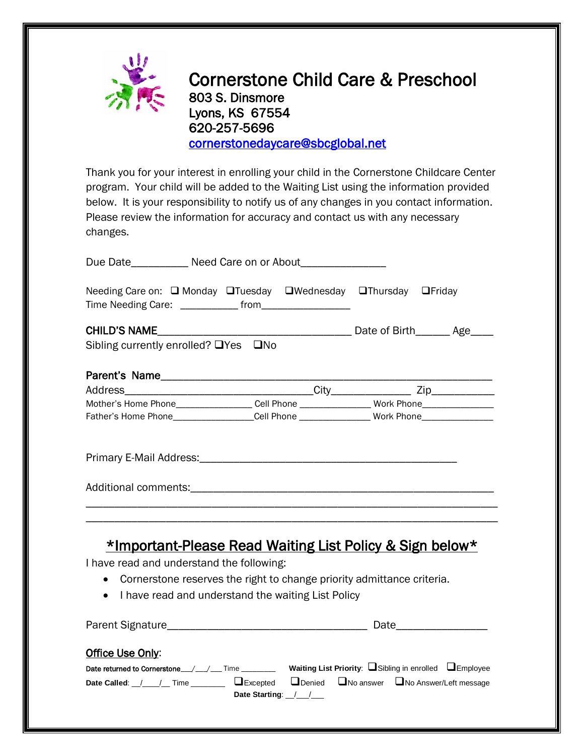# Cornerstone Child Care & Preschool

803 S. Dinsmore
Lyons, KS 67554
620-257-5696
cornerstonedaycare@sbcglobal.net

Thank you for your interest in enrolling your child in the Cornerstone Childcare Center program. Your child will be added to the Waiting List using the information provided below. It is your responsibility to notify us of any changes in you contact information. Please review the information for accuracy and contact us with any necessary changes.

Due Date__________ Need Care on or About_______________

Needing Care on: ❑ Monday ❑Tuesday ❑Wednesday ❑Thursday ❑Friday
Time Needing Care: ___________ from________________

CHILD'S NAME___________________________________ Date of Birth______ Age____
Sibling currently enrolled? ❑Yes ❑No

Parent's Name_____________________________________________________________
Address__________________________________City______________ Zip___________
Mother's Home Phone_______________ Cell Phone ______________ Work Phone______________
Father's Home Phone________________Cell Phone ______________ Work Phone______________

Primary E-Mail Address:____________________________________________

Additional comments:_____________________________________________________
_______________________________________________________________________
_______________________________________________________________________

## *Important-Please Read Waiting List Policy & Sign below*

I have read and understand the following:

- Cornerstone reserves the right to change priority admittance criteria.
- I have read and understand the waiting List Policy

Parent Signature____________________________________ Date________________

**Office Use Only**:

**Date returned to Cornerstone**___/___/___ Time ________ **Waiting List Priority**: ❑Sibling in enrolled ❑Employee

**Date Called**: __/____/__ Time ________ ❑Excepted ❑Denied ❑No answer ❑No Answer/Left message

**Date Starting**: __/___/___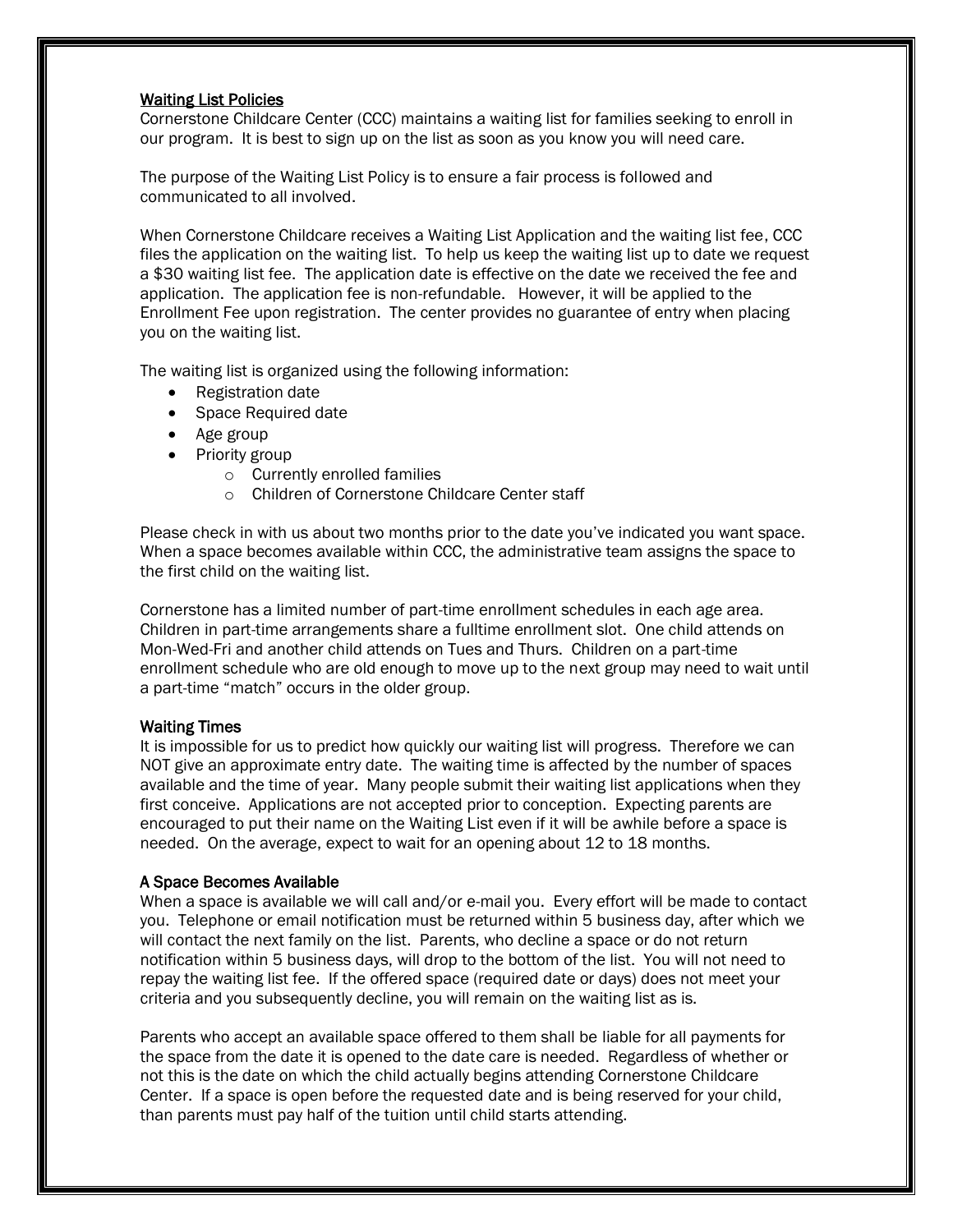## Waiting List Policies

Cornerstone Childcare Center (CCC) maintains a waiting list for families seeking to enroll in our program. It is best to sign up on the list as soon as you know you will need care.

The purpose of the Waiting List Policy is to ensure a fair process is followed and communicated to all involved.

When Cornerstone Childcare receives a Waiting List Application and the waiting list fee, CCC files the application on the waiting list. To help us keep the waiting list up to date we request a $30 waiting list fee. The application date is effective on the date we received the fee and application. The application fee is non-refundable. However, it will be applied to the Enrollment Fee upon registration. The center provides no guarantee of entry when placing you on the waiting list.

The waiting list is organized using the following information:

- Registration date
- Space Required date
- Age group
- Priority group
  - Currently enrolled families
  - Children of Cornerstone Childcare Center staff

Please check in with us about two months prior to the date you've indicated you want space. When a space becomes available within CCC, the administrative team assigns the space to the first child on the waiting list.

Cornerstone has a limited number of part-time enrollment schedules in each age area. Children in part-time arrangements share a fulltime enrollment slot. One child attends on Mon-Wed-Fri and another child attends on Tues and Thurs. Children on a part-time enrollment schedule who are old enough to move up to the next group may need to wait until a part-time "match" occurs in the older group.

### Waiting Times

It is impossible for us to predict how quickly our waiting list will progress. Therefore we can NOT give an approximate entry date. The waiting time is affected by the number of spaces available and the time of year. Many people submit their waiting list applications when they first conceive. Applications are not accepted prior to conception. Expecting parents are encouraged to put their name on the Waiting List even if it will be awhile before a space is needed. On the average, expect to wait for an opening about 12 to 18 months.

### A Space Becomes Available

When a space is available we will call and/or e-mail you. Every effort will be made to contact you. Telephone or email notification must be returned within 5 business day, after which we will contact the next family on the list. Parents, who decline a space or do not return notification within 5 business days, will drop to the bottom of the list. You will not need to repay the waiting list fee. If the offered space (required date or days) does not meet your criteria and you subsequently decline, you will remain on the waiting list as is.

Parents who accept an available space offered to them shall be liable for all payments for the space from the date it is opened to the date care is needed. Regardless of whether or not this is the date on which the child actually begins attending Cornerstone Childcare Center. If a space is open before the requested date and is being reserved for your child, than parents must pay half of the tuition until child starts attending.